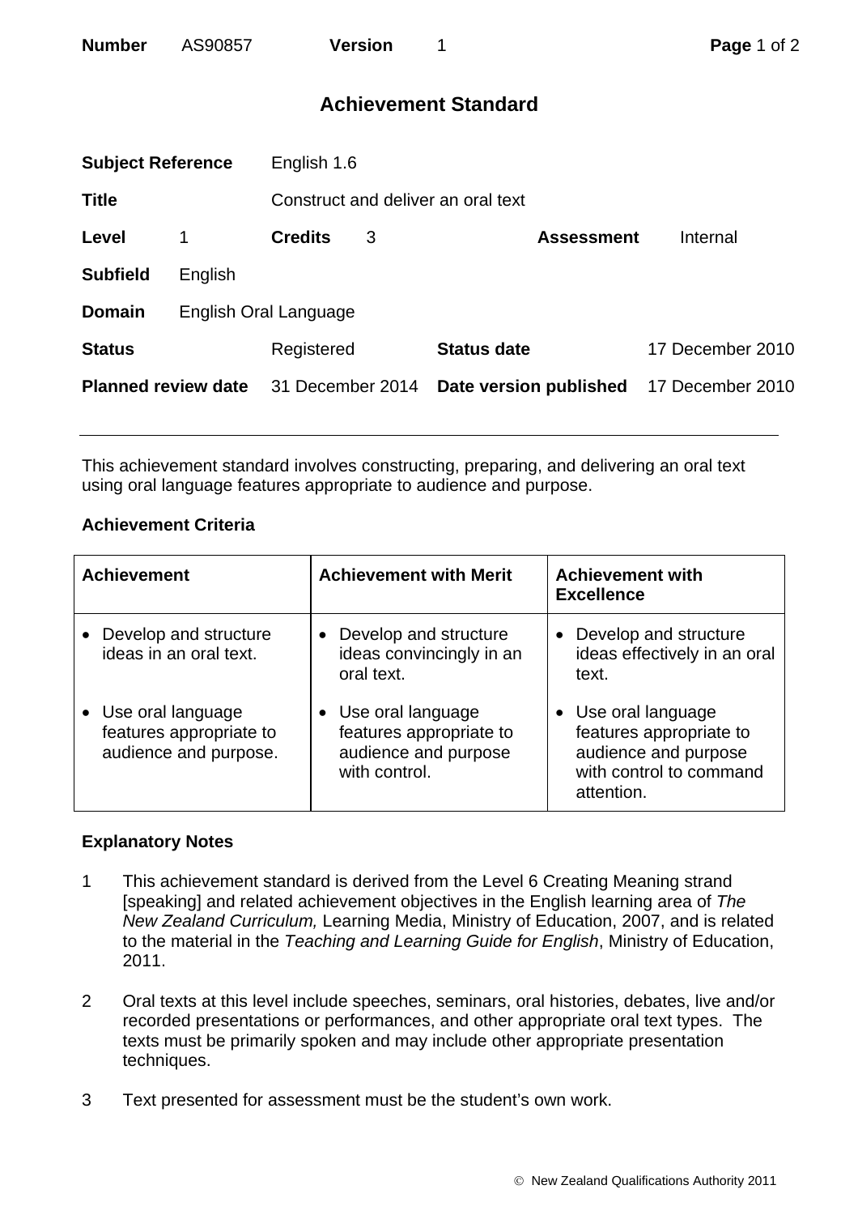**Number** AS90857 **Version** 1

# Achievement Standard

| | | | | | |
|---|---|---|---|---|---|
| **Subject Reference** | English 1.6 | | | | |
| **Title** | Construct and deliver an oral text | | | | |
| **Level** | 1 | **Credits** | 3 | **Assessment** | Internal |
| **Subfield** | English | | | | |
| **Domain** | English Oral Language | | | | |
| **Status** | Registered | **Status date** | 17 December 2010 | | |
| **Planned review date** | 31 December 2014 | **Date version published** | 17 December 2010 | | |

This achievement standard involves constructing, preparing, and delivering an oral text using oral language features appropriate to audience and purpose.

### Achievement Criteria

| Achievement | Achievement with Merit | Achievement with Excellence |
|---|---|---|
| • Develop and structure ideas in an oral text. | • Develop and structure ideas convincingly in an oral text. | • Develop and structure ideas effectively in an oral text. |
| • Use oral language features appropriate to audience and purpose. | • Use oral language features appropriate to audience and purpose with control. | • Use oral language features appropriate to audience and purpose with control to command attention. |

### Explanatory Notes

1 This achievement standard is derived from the Level 6 Creating Meaning strand [speaking] and related achievement objectives in the English learning area of *The New Zealand Curriculum,* Learning Media, Ministry of Education, 2007, and is related to the material in the *Teaching and Learning Guide for English*, Ministry of Education, 2011.

2 Oral texts at this level include speeches, seminars, oral histories, debates, live and/or recorded presentations or performances, and other appropriate oral text types. The texts must be primarily spoken and may include other appropriate presentation techniques.

3 Text presented for assessment must be the student's own work.

© New Zealand Qualifications Authority 2011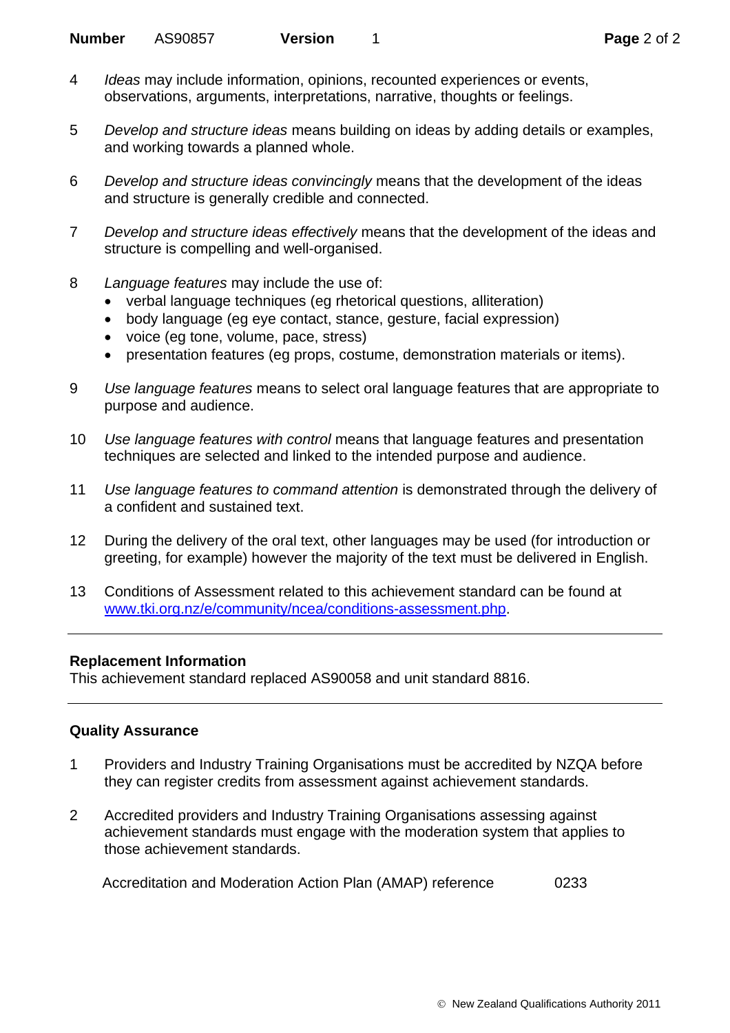4 *Ideas* may include information, opinions, recounted experiences or events, observations, arguments, interpretations, narrative, thoughts or feelings.

5 *Develop and structure ideas* means building on ideas by adding details or examples, and working towards a planned whole.

6 *Develop and structure ideas convincingly* means that the development of the ideas and structure is generally credible and connected.

7 *Develop and structure ideas effectively* means that the development of the ideas and structure is compelling and well-organised.

8 *Language features* may include the use of:

- verbal language techniques (eg rhetorical questions, alliteration)
- body language (eg eye contact, stance, gesture, facial expression)
- voice (eg tone, volume, pace, stress)
- presentation features (eg props, costume, demonstration materials or items).

9 *Use language features* means to select oral language features that are appropriate to purpose and audience.

10 *Use language features with control* means that language features and presentation techniques are selected and linked to the intended purpose and audience.

11 *Use language features to command attention* is demonstrated through the delivery of a confident and sustained text.

12 During the delivery of the oral text, other languages may be used (for introduction or greeting, for example) however the majority of the text must be delivered in English.

13 Conditions of Assessment related to this achievement standard can be found at [www.tki.org.nz/e/community/ncea/conditions-assessment.php](www.tki.org.nz/e/community/ncea/conditions-assessment.php).

---

**Replacement Information**

This achievement standard replaced AS90058 and unit standard 8816.

---

**Quality Assurance**

1 Providers and Industry Training Organisations must be accredited by NZQA before they can register credits from assessment against achievement standards.

2 Accredited providers and Industry Training Organisations assessing against achievement standards must engage with the moderation system that applies to those achievement standards.

Accreditation and Moderation Action Plan (AMAP) reference 0233

© New Zealand Qualifications Authority 2011